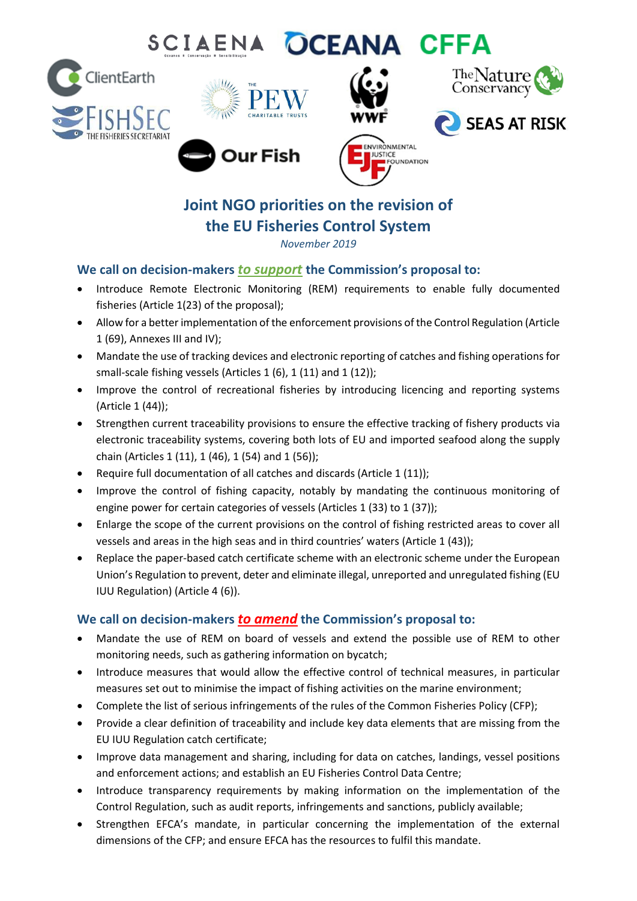# Joint NGO priorities on the revision of the EU Fisheries Control System

*November 2019*

## We call on decision-makers *to support* the Commission's proposal to:

- Introduce Remote Electronic Monitoring (REM) requirements to enable fully documented fisheries (Article 1(23) of the proposal);
- Allow for a better implementation of the enforcement provisions of the Control Regulation (Article 1 (69), Annexes III and IV);
- Mandate the use of tracking devices and electronic reporting of catches and fishing operations for small-scale fishing vessels (Articles 1 (6), 1 (11) and 1 (12));
- Improve the control of recreational fisheries by introducing licencing and reporting systems (Article 1 (44));
- Strengthen current traceability provisions to ensure the effective tracking of fishery products via electronic traceability systems, covering both lots of EU and imported seafood along the supply chain (Articles 1 (11), 1 (46), 1 (54) and 1 (56));
- Require full documentation of all catches and discards (Article 1 (11));
- Improve the control of fishing capacity, notably by mandating the continuous monitoring of engine power for certain categories of vessels (Articles 1 (33) to 1 (37));
- Enlarge the scope of the current provisions on the control of fishing restricted areas to cover all vessels and areas in the high seas and in third countries' waters (Article 1 (43));
- Replace the paper-based catch certificate scheme with an electronic scheme under the European Union's Regulation to prevent, deter and eliminate illegal, unreported and unregulated fishing (EU IUU Regulation) (Article 4 (6)).

## We call on decision-makers *to amend* the Commission's proposal to:

- Mandate the use of REM on board of vessels and extend the possible use of REM to other monitoring needs, such as gathering information on bycatch;
- Introduce measures that would allow the effective control of technical measures, in particular measures set out to minimise the impact of fishing activities on the marine environment;
- Complete the list of serious infringements of the rules of the Common Fisheries Policy (CFP);
- Provide a clear definition of traceability and include key data elements that are missing from the EU IUU Regulation catch certificate;
- Improve data management and sharing, including for data on catches, landings, vessel positions and enforcement actions; and establish an EU Fisheries Control Data Centre;
- Introduce transparency requirements by making information on the implementation of the Control Regulation, such as audit reports, infringements and sanctions, publicly available;
- Strengthen EFCA's mandate, in particular concerning the implementation of the external dimensions of the CFP; and ensure EFCA has the resources to fulfil this mandate.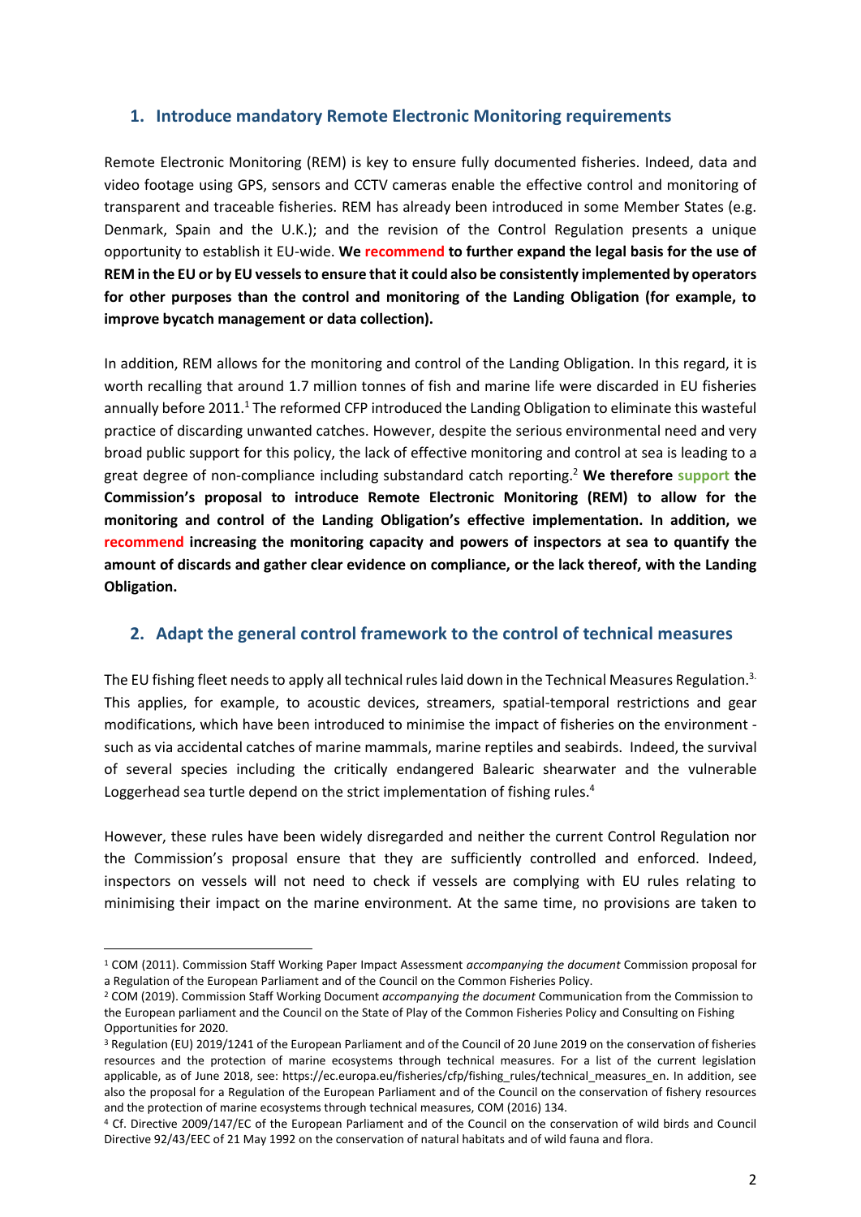## 1. Introduce mandatory Remote Electronic Monitoring requirements

Remote Electronic Monitoring (REM) is key to ensure fully documented fisheries. Indeed, data and video footage using GPS, sensors and CCTV cameras enable the effective control and monitoring of transparent and traceable fisheries. REM has already been introduced in some Member States (e.g. Denmark, Spain and the U.K.); and the revision of the Control Regulation presents a unique opportunity to establish it EU-wide. **We recommend to further expand the legal basis for the use of REM in the EU or by EU vessels to ensure that it could also be consistently implemented by operators for other purposes than the control and monitoring of the Landing Obligation (for example, to improve bycatch management or data collection).**

In addition, REM allows for the monitoring and control of the Landing Obligation. In this regard, it is worth recalling that around 1.7 million tonnes of fish and marine life were discarded in EU fisheries annually before 2011.[1] The reformed CFP introduced the Landing Obligation to eliminate this wasteful practice of discarding unwanted catches. However, despite the serious environmental need and very broad public support for this policy, the lack of effective monitoring and control at sea is leading to a great degree of non-compliance including substandard catch reporting.[2] **We therefore support the Commission's proposal to introduce Remote Electronic Monitoring (REM) to allow for the monitoring and control of the Landing Obligation's effective implementation. In addition, we recommend increasing the monitoring capacity and powers of inspectors at sea to quantify the amount of discards and gather clear evidence on compliance, or the lack thereof, with the Landing Obligation.**

## 2. Adapt the general control framework to the control of technical measures

The EU fishing fleet needs to apply all technical rules laid down in the Technical Measures Regulation.[3] This applies, for example, to acoustic devices, streamers, spatial-temporal restrictions and gear modifications, which have been introduced to minimise the impact of fisheries on the environment - such as via accidental catches of marine mammals, marine reptiles and seabirds. Indeed, the survival of several species including the critically endangered Balearic shearwater and the vulnerable Loggerhead sea turtle depend on the strict implementation of fishing rules.[4]

However, these rules have been widely disregarded and neither the current Control Regulation nor the Commission's proposal ensure that they are sufficiently controlled and enforced. Indeed, inspectors on vessels will not need to check if vessels are complying with EU rules relating to minimising their impact on the marine environment. At the same time, no provisions are taken to

---

[1] COM (2011). Commission Staff Working Paper Impact Assessment *accompanying the document* Commission proposal for a Regulation of the European Parliament and of the Council on the Common Fisheries Policy.

[2] COM (2019). Commission Staff Working Document *accompanying the document* Communication from the Commission to the European parliament and the Council on the State of Play of the Common Fisheries Policy and Consulting on Fishing Opportunities for 2020.

[3] Regulation (EU) 2019/1241 of the European Parliament and of the Council of 20 June 2019 on the conservation of fisheries resources and the protection of marine ecosystems through technical measures. For a list of the current legislation applicable, as of June 2018, see: https://ec.europa.eu/fisheries/cfp/fishing_rules/technical_measures_en. In addition, see also the proposal for a Regulation of the European Parliament and of the Council on the conservation of fishery resources and the protection of marine ecosystems through technical measures, COM (2016) 134.

[4] Cf. Directive 2009/147/EC of the European Parliament and of the Council on the conservation of wild birds and Council Directive 92/43/EEC of 21 May 1992 on the conservation of natural habitats and of wild fauna and flora.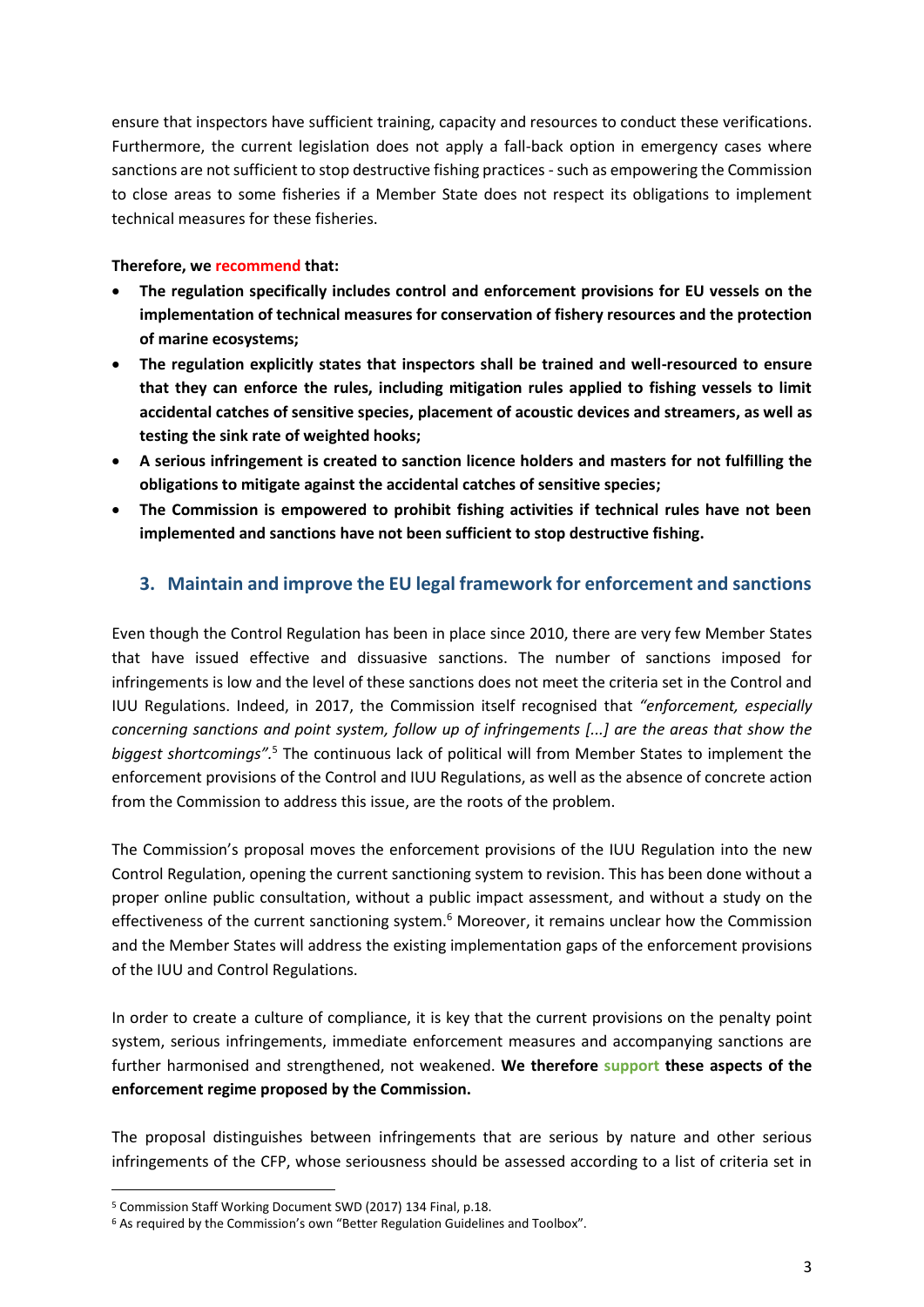ensure that inspectors have sufficient training, capacity and resources to conduct these verifications. Furthermore, the current legislation does not apply a fall-back option in emergency cases where sanctions are not sufficient to stop destructive fishing practices - such as empowering the Commission to close areas to some fisheries if a Member State does not respect its obligations to implement technical measures for these fisheries.

**Therefore, we recommend that:**

- **The regulation specifically includes control and enforcement provisions for EU vessels on the implementation of technical measures for conservation of fishery resources and the protection of marine ecosystems;**
- **The regulation explicitly states that inspectors shall be trained and well-resourced to ensure that they can enforce the rules, including mitigation rules applied to fishing vessels to limit accidental catches of sensitive species, placement of acoustic devices and streamers, as well as testing the sink rate of weighted hooks;**
- **A serious infringement is created to sanction licence holders and masters for not fulfilling the obligations to mitigate against the accidental catches of sensitive species;**
- **The Commission is empowered to prohibit fishing activities if technical rules have not been implemented and sanctions have not been sufficient to stop destructive fishing.**

## 3. Maintain and improve the EU legal framework for enforcement and sanctions

Even though the Control Regulation has been in place since 2010, there are very few Member States that have issued effective and dissuasive sanctions. The number of sanctions imposed for infringements is low and the level of these sanctions does not meet the criteria set in the Control and IUU Regulations. Indeed, in 2017, the Commission itself recognised that *"enforcement, especially concerning sanctions and point system, follow up of infringements [...] are the areas that show the biggest shortcomings"*.[5] The continuous lack of political will from Member States to implement the enforcement provisions of the Control and IUU Regulations, as well as the absence of concrete action from the Commission to address this issue, are the roots of the problem.

The Commission's proposal moves the enforcement provisions of the IUU Regulation into the new Control Regulation, opening the current sanctioning system to revision. This has been done without a proper online public consultation, without a public impact assessment, and without a study on the effectiveness of the current sanctioning system.[6] Moreover, it remains unclear how the Commission and the Member States will address the existing implementation gaps of the enforcement provisions of the IUU and Control Regulations.

In order to create a culture of compliance, it is key that the current provisions on the penalty point system, serious infringements, immediate enforcement measures and accompanying sanctions are further harmonised and strengthened, not weakened. **We therefore support these aspects of the enforcement regime proposed by the Commission.**

The proposal distinguishes between infringements that are serious by nature and other serious infringements of the CFP, whose seriousness should be assessed according to a list of criteria set in

[5] Commission Staff Working Document SWD (2017) 134 Final, p.18.

[6] As required by the Commission's own "Better Regulation Guidelines and Toolbox".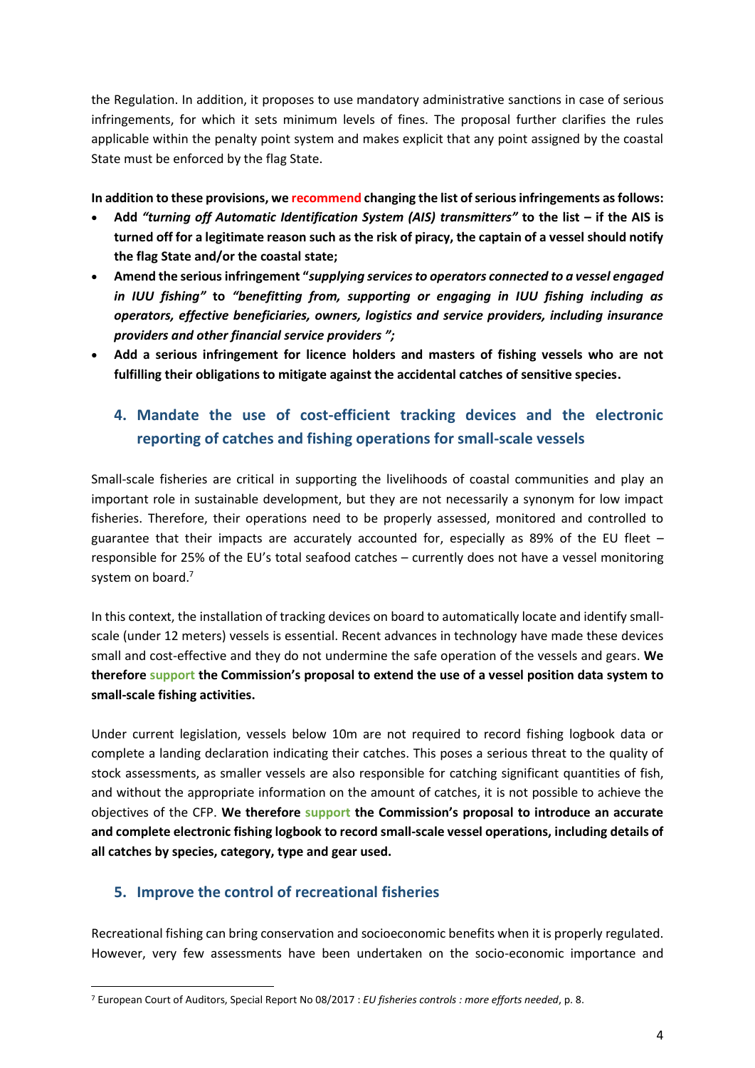the Regulation. In addition, it proposes to use mandatory administrative sanctions in case of serious infringements, for which it sets minimum levels of fines. The proposal further clarifies the rules applicable within the penalty point system and makes explicit that any point assigned by the coastal State must be enforced by the flag State.

**In addition to these provisions, we recommend changing the list of serious infringements as follows:**

- **Add *"turning off Automatic Identification System (AIS) transmitters"* to the list – if the AIS is turned off for a legitimate reason such as the risk of piracy, the captain of a vessel should notify the flag State and/or the coastal state;**
- **Amend the serious infringement "*supplying services to operators connected to a vessel engaged in IUU fishing*" to *"benefitting from, supporting or engaging in IUU fishing including as operators, effective beneficiaries, owners, logistics and service providers, including insurance providers and other financial service providers ";***
- **Add a serious infringement for licence holders and masters of fishing vessels who are not fulfilling their obligations to mitigate against the accidental catches of sensitive species.**

## 4. Mandate the use of cost-efficient tracking devices and the electronic reporting of catches and fishing operations for small-scale vessels

Small-scale fisheries are critical in supporting the livelihoods of coastal communities and play an important role in sustainable development, but they are not necessarily a synonym for low impact fisheries. Therefore, their operations need to be properly assessed, monitored and controlled to guarantee that their impacts are accurately accounted for, especially as 89% of the EU fleet – responsible for 25% of the EU's total seafood catches – currently does not have a vessel monitoring system on board.[7]

In this context, the installation of tracking devices on board to automatically locate and identify small-scale (under 12 meters) vessels is essential. Recent advances in technology have made these devices small and cost-effective and they do not undermine the safe operation of the vessels and gears. **We therefore support the Commission's proposal to extend the use of a vessel position data system to small-scale fishing activities.**

Under current legislation, vessels below 10m are not required to record fishing logbook data or complete a landing declaration indicating their catches. This poses a serious threat to the quality of stock assessments, as smaller vessels are also responsible for catching significant quantities of fish, and without the appropriate information on the amount of catches, it is not possible to achieve the objectives of the CFP. **We therefore support the Commission's proposal to introduce an accurate and complete electronic fishing logbook to record small-scale vessel operations, including details of all catches by species, category, type and gear used.**

## 5. Improve the control of recreational fisheries

Recreational fishing can bring conservation and socioeconomic benefits when it is properly regulated. However, very few assessments have been undertaken on the socio-economic importance and

[7] European Court of Auditors, Special Report No 08/2017 : *EU fisheries controls : more efforts needed*, p. 8.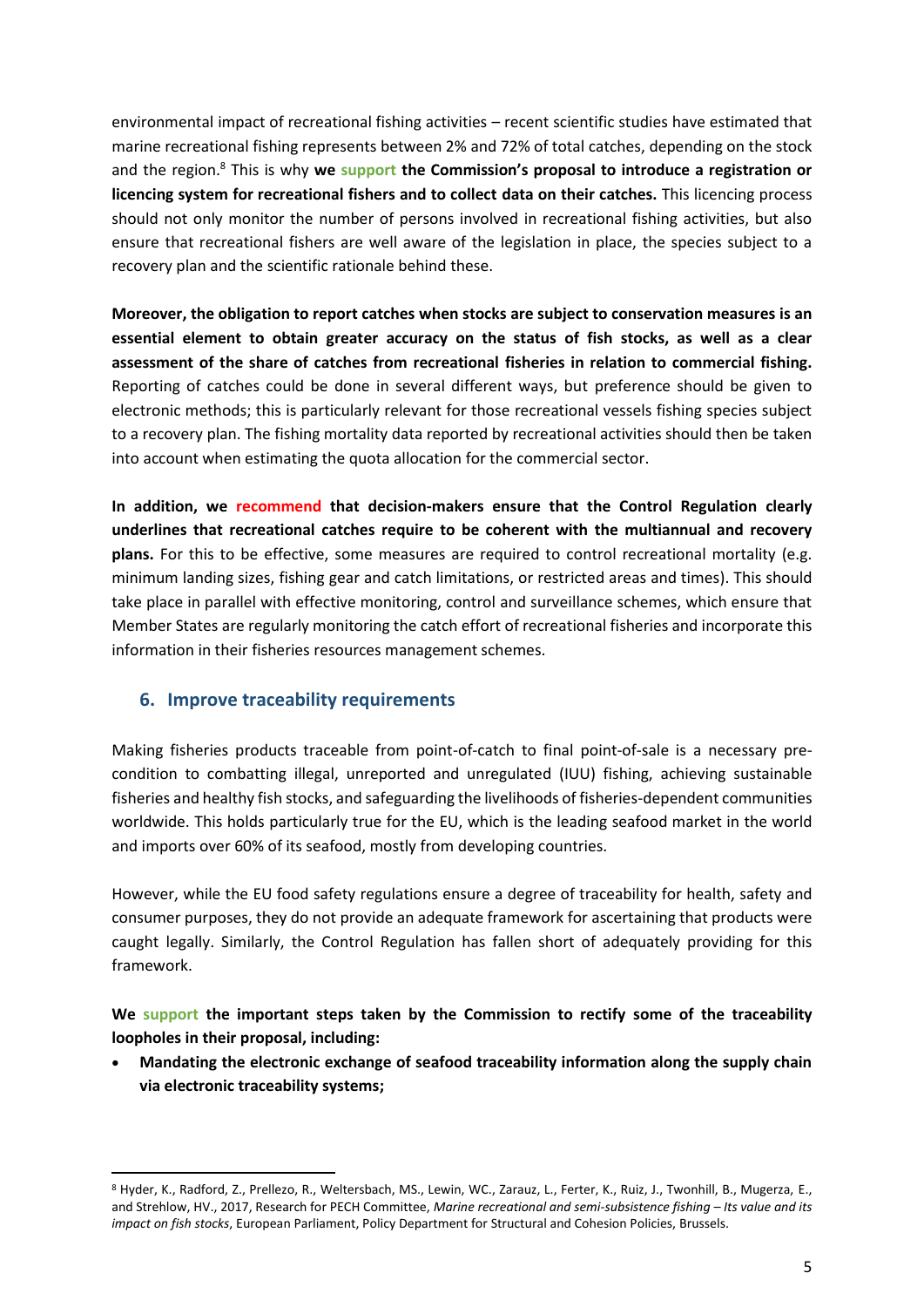environmental impact of recreational fishing activities – recent scientific studies have estimated that marine recreational fishing represents between 2% and 72% of total catches, depending on the stock and the region.[8] This is why **we support the Commission's proposal to introduce a registration or licencing system for recreational fishers and to collect data on their catches.** This licencing process should not only monitor the number of persons involved in recreational fishing activities, but also ensure that recreational fishers are well aware of the legislation in place, the species subject to a recovery plan and the scientific rationale behind these.

**Moreover, the obligation to report catches when stocks are subject to conservation measures is an essential element to obtain greater accuracy on the status of fish stocks, as well as a clear assessment of the share of catches from recreational fisheries in relation to commercial fishing.** Reporting of catches could be done in several different ways, but preference should be given to electronic methods; this is particularly relevant for those recreational vessels fishing species subject to a recovery plan. The fishing mortality data reported by recreational activities should then be taken into account when estimating the quota allocation for the commercial sector.

**In addition, we recommend that decision-makers ensure that the Control Regulation clearly underlines that recreational catches require to be coherent with the multiannual and recovery plans.** For this to be effective, some measures are required to control recreational mortality (e.g. minimum landing sizes, fishing gear and catch limitations, or restricted areas and times). This should take place in parallel with effective monitoring, control and surveillance schemes, which ensure that Member States are regularly monitoring the catch effort of recreational fisheries and incorporate this information in their fisheries resources management schemes.

## 6. Improve traceability requirements

Making fisheries products traceable from point-of-catch to final point-of-sale is a necessary pre-condition to combatting illegal, unreported and unregulated (IUU) fishing, achieving sustainable fisheries and healthy fish stocks, and safeguarding the livelihoods of fisheries-dependent communities worldwide. This holds particularly true for the EU, which is the leading seafood market in the world and imports over 60% of its seafood, mostly from developing countries.

However, while the EU food safety regulations ensure a degree of traceability for health, safety and consumer purposes, they do not provide an adequate framework for ascertaining that products were caught legally. Similarly, the Control Regulation has fallen short of adequately providing for this framework.

**We support the important steps taken by the Commission to rectify some of the traceability loopholes in their proposal, including:**

- **Mandating the electronic exchange of seafood traceability information along the supply chain via electronic traceability systems;**

---

[8] Hyder, K., Radford, Z., Prellezo, R., Weltersbach, MS., Lewin, WC., Zarauz, L., Ferter, K., Ruiz, J., Twonhill, B., Mugerza, E., and Strehlow, HV., 2017, Research for PECH Committee, *Marine recreational and semi-subsistence fishing – Its value and its impact on fish stocks*, European Parliament, Policy Department for Structural and Cohesion Policies, Brussels.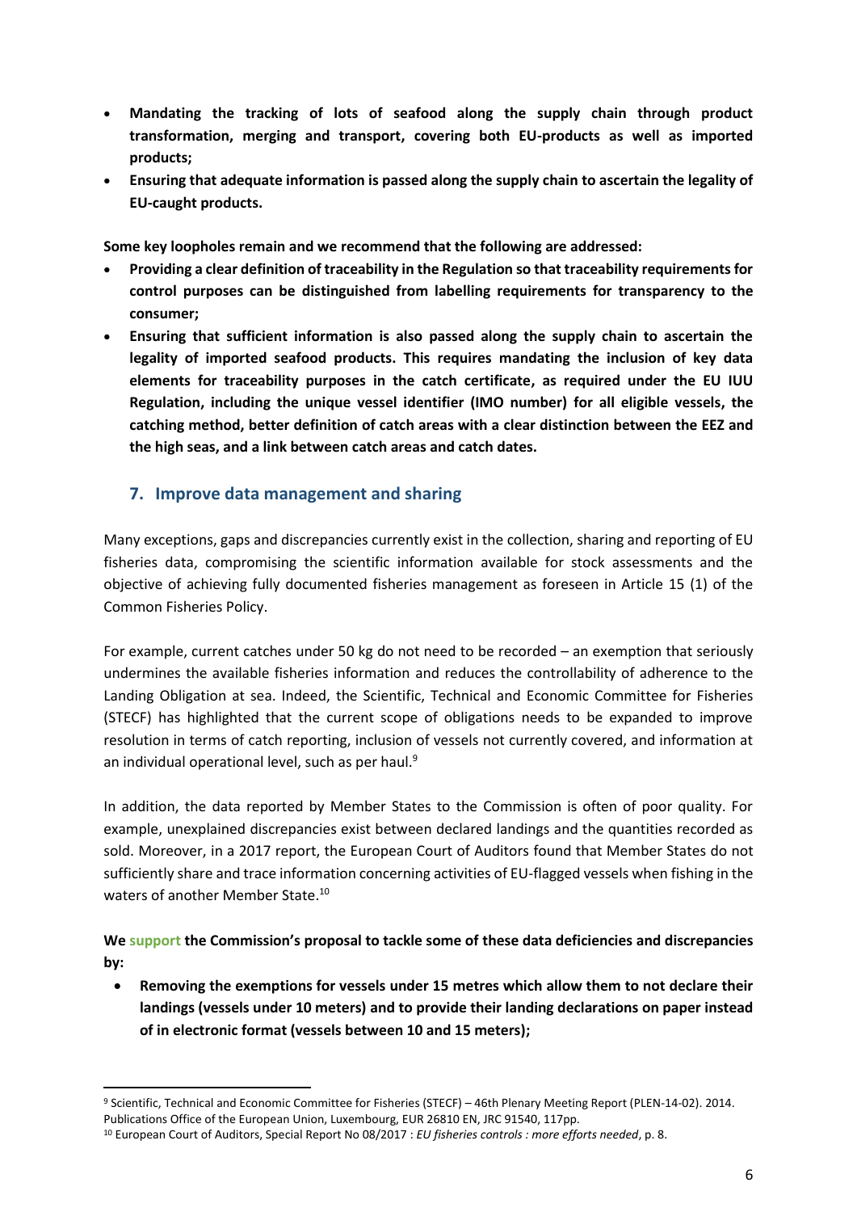- **Mandating the tracking of lots of seafood along the supply chain through product transformation, merging and transport, covering both EU-products as well as imported products;**
- **Ensuring that adequate information is passed along the supply chain to ascertain the legality of EU-caught products.**

**Some key loopholes remain and we recommend that the following are addressed:**

- **Providing a clear definition of traceability in the Regulation so that traceability requirements for control purposes can be distinguished from labelling requirements for transparency to the consumer;**
- **Ensuring that sufficient information is also passed along the supply chain to ascertain the legality of imported seafood products. This requires mandating the inclusion of key data elements for traceability purposes in the catch certificate, as required under the EU IUU Regulation, including the unique vessel identifier (IMO number) for all eligible vessels, the catching method, better definition of catch areas with a clear distinction between the EEZ and the high seas, and a link between catch areas and catch dates.**

## 7. Improve data management and sharing

Many exceptions, gaps and discrepancies currently exist in the collection, sharing and reporting of EU fisheries data, compromising the scientific information available for stock assessments and the objective of achieving fully documented fisheries management as foreseen in Article 15 (1) of the Common Fisheries Policy.

For example, current catches under 50 kg do not need to be recorded – an exemption that seriously undermines the available fisheries information and reduces the controllability of adherence to the Landing Obligation at sea. Indeed, the Scientific, Technical and Economic Committee for Fisheries (STECF) has highlighted that the current scope of obligations needs to be expanded to improve resolution in terms of catch reporting, inclusion of vessels not currently covered, and information at an individual operational level, such as per haul.[9]

In addition, the data reported by Member States to the Commission is often of poor quality. For example, unexplained discrepancies exist between declared landings and the quantities recorded as sold. Moreover, in a 2017 report, the European Court of Auditors found that Member States do not sufficiently share and trace information concerning activities of EU-flagged vessels when fishing in the waters of another Member State.[10]

**We support the Commission's proposal to tackle some of these data deficiencies and discrepancies by:**

- **Removing the exemptions for vessels under 15 metres which allow them to not declare their landings (vessels under 10 meters) and to provide their landing declarations on paper instead of in electronic format (vessels between 10 and 15 meters);**

---

[9] Scientific, Technical and Economic Committee for Fisheries (STECF) – 46th Plenary Meeting Report (PLEN-14-02). 2014. Publications Office of the European Union, Luxembourg, EUR 26810 EN, JRC 91540, 117pp.

[10] European Court of Auditors, Special Report No 08/2017 : *EU fisheries controls : more efforts needed*, p. 8.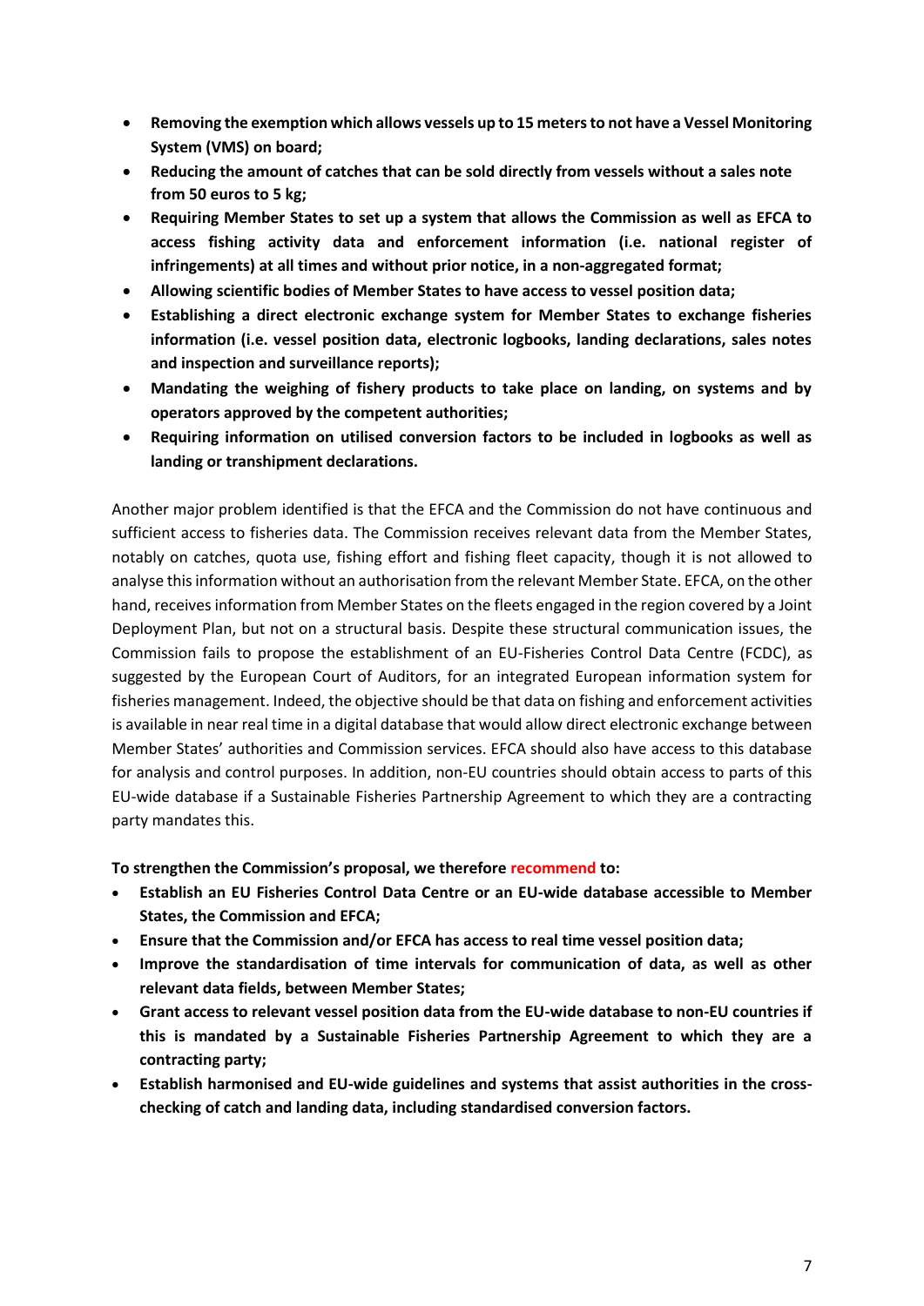- **Removing the exemption which allows vessels up to 15 meters to not have a Vessel Monitoring System (VMS) on board;**
- **Reducing the amount of catches that can be sold directly from vessels without a sales note from 50 euros to 5 kg;**
- **Requiring Member States to set up a system that allows the Commission as well as EFCA to access fishing activity data and enforcement information (i.e. national register of infringements) at all times and without prior notice, in a non-aggregated format;**
- **Allowing scientific bodies of Member States to have access to vessel position data;**
- **Establishing a direct electronic exchange system for Member States to exchange fisheries information (i.e. vessel position data, electronic logbooks, landing declarations, sales notes and inspection and surveillance reports);**
- **Mandating the weighing of fishery products to take place on landing, on systems and by operators approved by the competent authorities;**
- **Requiring information on utilised conversion factors to be included in logbooks as well as landing or transhipment declarations.**

Another major problem identified is that the EFCA and the Commission do not have continuous and sufficient access to fisheries data. The Commission receives relevant data from the Member States, notably on catches, quota use, fishing effort and fishing fleet capacity, though it is not allowed to analyse this information without an authorisation from the relevant Member State. EFCA, on the other hand, receives information from Member States on the fleets engaged in the region covered by a Joint Deployment Plan, but not on a structural basis. Despite these structural communication issues, the Commission fails to propose the establishment of an EU-Fisheries Control Data Centre (FCDC), as suggested by the European Court of Auditors, for an integrated European information system for fisheries management. Indeed, the objective should be that data on fishing and enforcement activities is available in near real time in a digital database that would allow direct electronic exchange between Member States' authorities and Commission services. EFCA should also have access to this database for analysis and control purposes. In addition, non-EU countries should obtain access to parts of this EU-wide database if a Sustainable Fisheries Partnership Agreement to which they are a contracting party mandates this.

**To strengthen the Commission's proposal, we therefore recommend to:**

- **Establish an EU Fisheries Control Data Centre or an EU-wide database accessible to Member States, the Commission and EFCA;**
- **Ensure that the Commission and/or EFCA has access to real time vessel position data;**
- **Improve the standardisation of time intervals for communication of data, as well as other relevant data fields, between Member States;**
- **Grant access to relevant vessel position data from the EU-wide database to non-EU countries if this is mandated by a Sustainable Fisheries Partnership Agreement to which they are a contracting party;**
- **Establish harmonised and EU-wide guidelines and systems that assist authorities in the cross-checking of catch and landing data, including standardised conversion factors.**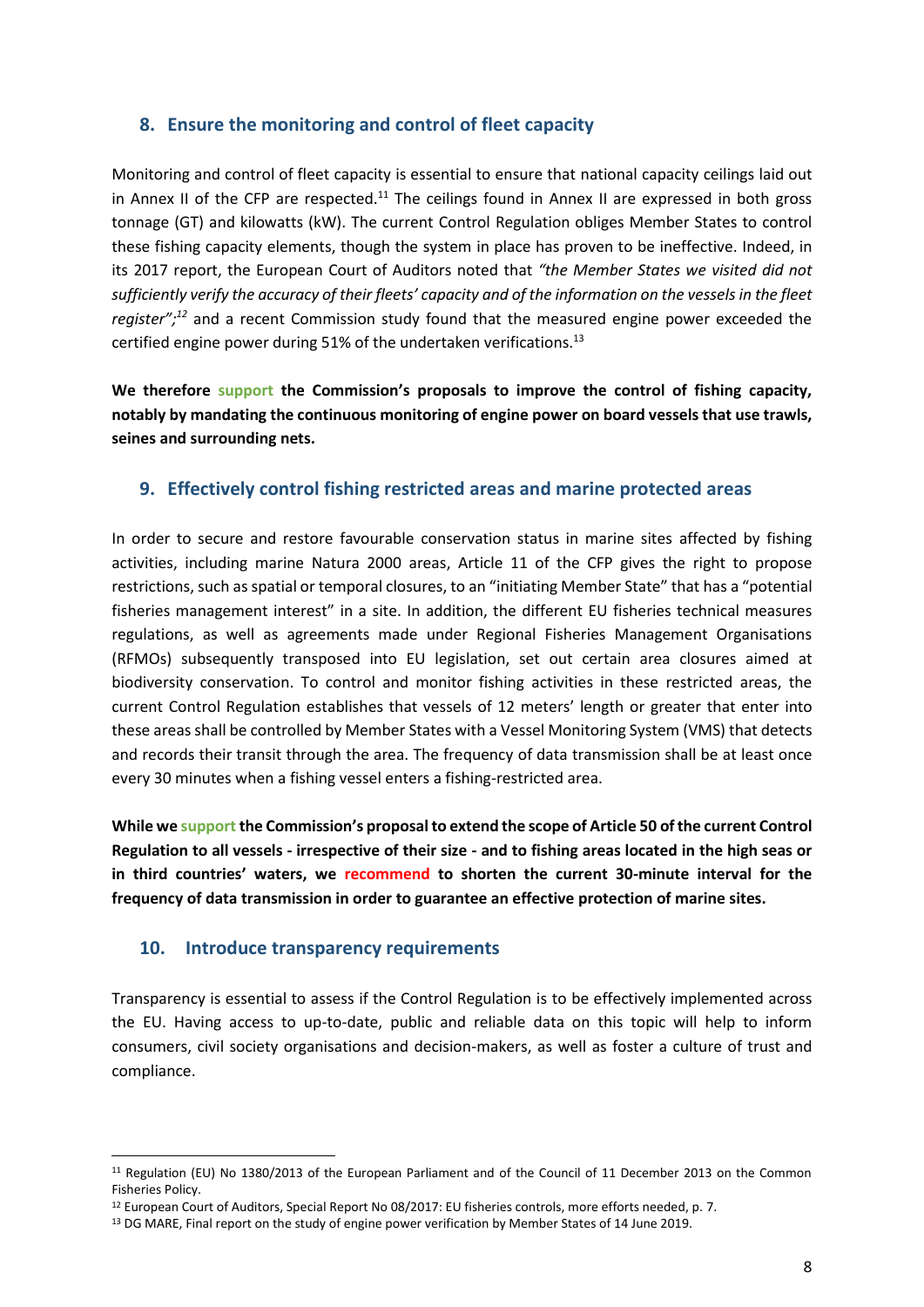## 8. Ensure the monitoring and control of fleet capacity

Monitoring and control of fleet capacity is essential to ensure that national capacity ceilings laid out in Annex II of the CFP are respected.[11] The ceilings found in Annex II are expressed in both gross tonnage (GT) and kilowatts (kW). The current Control Regulation obliges Member States to control these fishing capacity elements, though the system in place has proven to be ineffective. Indeed, in its 2017 report, the European Court of Auditors noted that *"the Member States we visited did not sufficiently verify the accuracy of their fleets' capacity and of the information on the vessels in the fleet register";*[12] and a recent Commission study found that the measured engine power exceeded the certified engine power during 51% of the undertaken verifications.[13]

**We therefore support the Commission's proposals to improve the control of fishing capacity, notably by mandating the continuous monitoring of engine power on board vessels that use trawls, seines and surrounding nets.**

## 9. Effectively control fishing restricted areas and marine protected areas

In order to secure and restore favourable conservation status in marine sites affected by fishing activities, including marine Natura 2000 areas, Article 11 of the CFP gives the right to propose restrictions, such as spatial or temporal closures, to an "initiating Member State" that has a "potential fisheries management interest" in a site. In addition, the different EU fisheries technical measures regulations, as well as agreements made under Regional Fisheries Management Organisations (RFMOs) subsequently transposed into EU legislation, set out certain area closures aimed at biodiversity conservation. To control and monitor fishing activities in these restricted areas, the current Control Regulation establishes that vessels of 12 meters' length or greater that enter into these areas shall be controlled by Member States with a Vessel Monitoring System (VMS) that detects and records their transit through the area. The frequency of data transmission shall be at least once every 30 minutes when a fishing vessel enters a fishing-restricted area.

**While we support the Commission's proposal to extend the scope of Article 50 of the current Control Regulation to all vessels - irrespective of their size - and to fishing areas located in the high seas or in third countries' waters, we recommend to shorten the current 30-minute interval for the frequency of data transmission in order to guarantee an effective protection of marine sites.**

## 10. Introduce transparency requirements

Transparency is essential to assess if the Control Regulation is to be effectively implemented across the EU. Having access to up-to-date, public and reliable data on this topic will help to inform consumers, civil society organisations and decision-makers, as well as foster a culture of trust and compliance.

---

[11] Regulation (EU) No 1380/2013 of the European Parliament and of the Council of 11 December 2013 on the Common Fisheries Policy.

[12] European Court of Auditors, Special Report No 08/2017: EU fisheries controls, more efforts needed, p. 7.

[13] DG MARE, Final report on the study of engine power verification by Member States of 14 June 2019.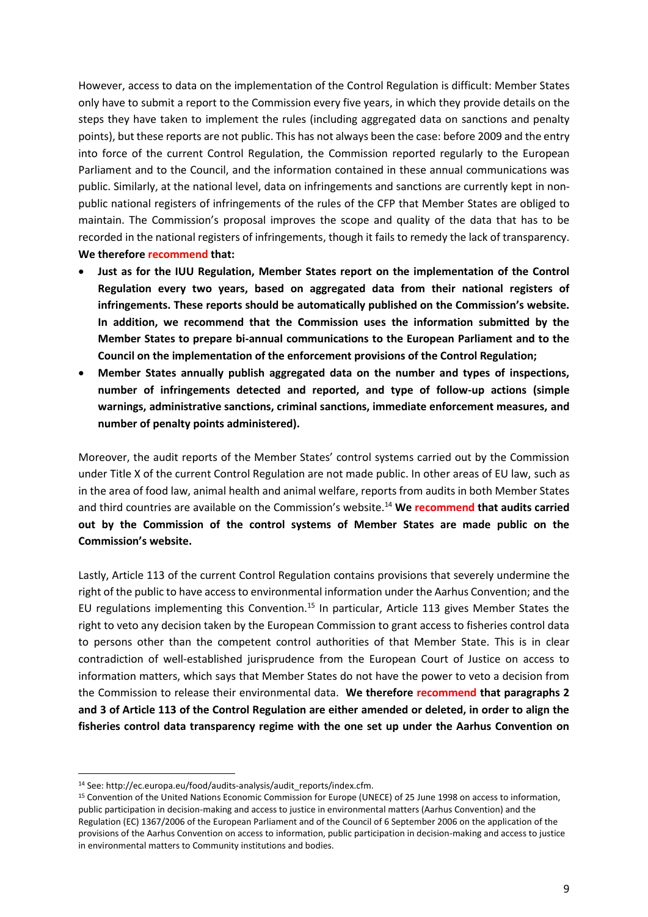However, access to data on the implementation of the Control Regulation is difficult: Member States only have to submit a report to the Commission every five years, in which they provide details on the steps they have taken to implement the rules (including aggregated data on sanctions and penalty points), but these reports are not public. This has not always been the case: before 2009 and the entry into force of the current Control Regulation, the Commission reported regularly to the European Parliament and to the Council, and the information contained in these annual communications was public. Similarly, at the national level, data on infringements and sanctions are currently kept in non-public national registers of infringements of the rules of the CFP that Member States are obliged to maintain. The Commission's proposal improves the scope and quality of the data that has to be recorded in the national registers of infringements, though it fails to remedy the lack of transparency. **We therefore recommend that:**

- **Just as for the IUU Regulation, Member States report on the implementation of the Control Regulation every two years, based on aggregated data from their national registers of infringements. These reports should be automatically published on the Commission's website. In addition, we recommend that the Commission uses the information submitted by the Member States to prepare bi-annual communications to the European Parliament and to the Council on the implementation of the enforcement provisions of the Control Regulation;**
- **Member States annually publish aggregated data on the number and types of inspections, number of infringements detected and reported, and type of follow-up actions (simple warnings, administrative sanctions, criminal sanctions, immediate enforcement measures, and number of penalty points administered).**

Moreover, the audit reports of the Member States' control systems carried out by the Commission under Title X of the current Control Regulation are not made public. In other areas of EU law, such as in the area of food law, animal health and animal welfare, reports from audits in both Member States and third countries are available on the Commission's website.[14] **We recommend that audits carried out by the Commission of the control systems of Member States are made public on the Commission's website.**

Lastly, Article 113 of the current Control Regulation contains provisions that severely undermine the right of the public to have access to environmental information under the Aarhus Convention; and the EU regulations implementing this Convention.[15] In particular, Article 113 gives Member States the right to veto any decision taken by the European Commission to grant access to fisheries control data to persons other than the competent control authorities of that Member State. This is in clear contradiction of well-established jurisprudence from the European Court of Justice on access to information matters, which says that Member States do not have the power to veto a decision from the Commission to release their environmental data. **We therefore recommend that paragraphs 2 and 3 of Article 113 of the Control Regulation are either amended or deleted, in order to align the fisheries control data transparency regime with the one set up under the Aarhus Convention on**

---

[14] See: http://ec.europa.eu/food/audits-analysis/audit_reports/index.cfm.

[15] Convention of the United Nations Economic Commission for Europe (UNECE) of 25 June 1998 on access to information, public participation in decision-making and access to justice in environmental matters (Aarhus Convention) and the Regulation (EC) 1367/2006 of the European Parliament and of the Council of 6 September 2006 on the application of the provisions of the Aarhus Convention on access to information, public participation in decision-making and access to justice in environmental matters to Community institutions and bodies.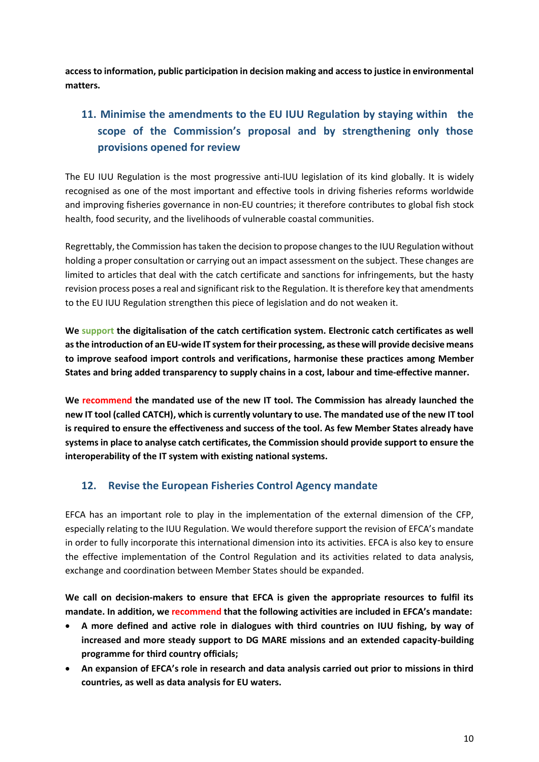**access to information, public participation in decision making and access to justice in environmental matters.**

## 11. Minimise the amendments to the EU IUU Regulation by staying within the scope of the Commission's proposal and by strengthening only those provisions opened for review

The EU IUU Regulation is the most progressive anti-IUU legislation of its kind globally. It is widely recognised as one of the most important and effective tools in driving fisheries reforms worldwide and improving fisheries governance in non-EU countries; it therefore contributes to global fish stock health, food security, and the livelihoods of vulnerable coastal communities.

Regrettably, the Commission has taken the decision to propose changes to the IUU Regulation without holding a proper consultation or carrying out an impact assessment on the subject. These changes are limited to articles that deal with the catch certificate and sanctions for infringements, but the hasty revision process poses a real and significant risk to the Regulation. It is therefore key that amendments to the EU IUU Regulation strengthen this piece of legislation and do not weaken it.

**We support the digitalisation of the catch certification system. Electronic catch certificates as well as the introduction of an EU-wide IT system for their processing, as these will provide decisive means to improve seafood import controls and verifications, harmonise these practices among Member States and bring added transparency to supply chains in a cost, labour and time-effective manner.**

**We recommend the mandated use of the new IT tool. The Commission has already launched the new IT tool (called CATCH), which is currently voluntary to use. The mandated use of the new IT tool is required to ensure the effectiveness and success of the tool. As few Member States already have systems in place to analyse catch certificates, the Commission should provide support to ensure the interoperability of the IT system with existing national systems.**

## 12. Revise the European Fisheries Control Agency mandate

EFCA has an important role to play in the implementation of the external dimension of the CFP, especially relating to the IUU Regulation. We would therefore support the revision of EFCA's mandate in order to fully incorporate this international dimension into its activities. EFCA is also key to ensure the effective implementation of the Control Regulation and its activities related to data analysis, exchange and coordination between Member States should be expanded.

**We call on decision-makers to ensure that EFCA is given the appropriate resources to fulfil its mandate. In addition, we recommend that the following activities are included in EFCA's mandate:**

- **A more defined and active role in dialogues with third countries on IUU fishing, by way of increased and more steady support to DG MARE missions and an extended capacity-building programme for third country officials;**
- **An expansion of EFCA's role in research and data analysis carried out prior to missions in third countries, as well as data analysis for EU waters.**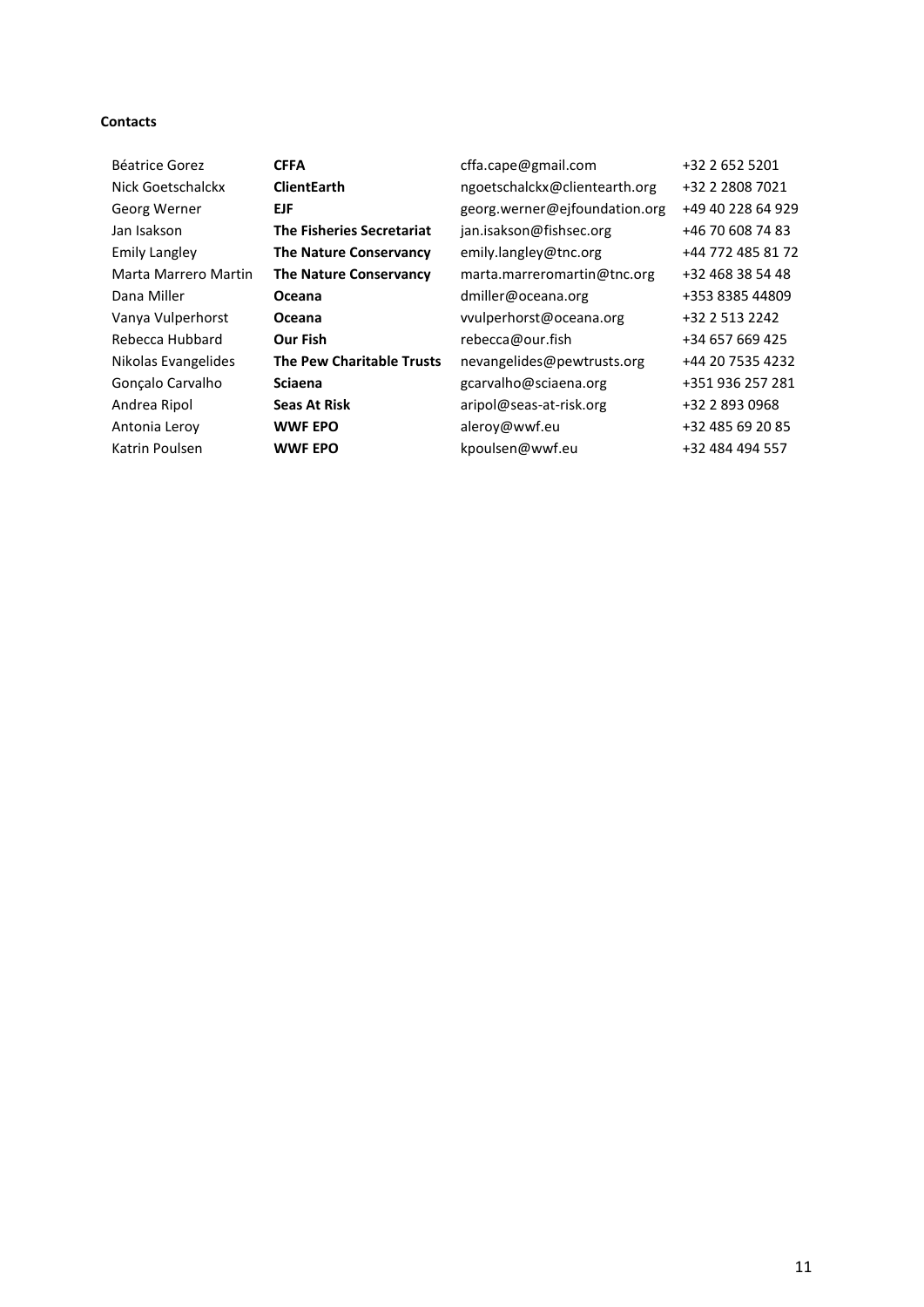**Contacts**

| | | | |
|---|---|---|---|
| Béatrice Gorez | **CFFA** | cffa.cape@gmail.com | +32 2 652 5201 |
| Nick Goetschalckx | **ClientEarth** | ngoetschalckx@clientearth.org | +32 2 2808 7021 |
| Georg Werner | **EJF** | georg.werner@ejfoundation.org | +49 40 228 64 929 |
| Jan Isakson | **The Fisheries Secretariat** | jan.isakson@fishsec.org | +46 70 608 74 83 |
| Emily Langley | **The Nature Conservancy** | emily.langley@tnc.org | +44 772 485 81 72 |
| Marta Marrero Martin | **The Nature Conservancy** | marta.marreromartin@tnc.org | +32 468 38 54 48 |
| Dana Miller | **Oceana** | dmiller@oceana.org | +353 8385 44809 |
| Vanya Vulperhorst | **Oceana** | vvulperhorst@oceana.org | +32 2 513 2242 |
| Rebecca Hubbard | **Our Fish** | rebecca@our.fish | +34 657 669 425 |
| Nikolas Evangelides | **The Pew Charitable Trusts** | nevangelides@pewtrusts.org | +44 20 7535 4232 |
| Gonçalo Carvalho | **Sciaena** | gcarvalho@sciaena.org | +351 936 257 281 |
| Andrea Ripol | **Seas At Risk** | aripol@seas-at-risk.org | +32 2 893 0968 |
| Antonia Leroy | **WWF EPO** | aleroy@wwf.eu | +32 485 69 20 85 |
| Katrin Poulsen | **WWF EPO** | kpoulsen@wwf.eu | +32 484 494 557 |